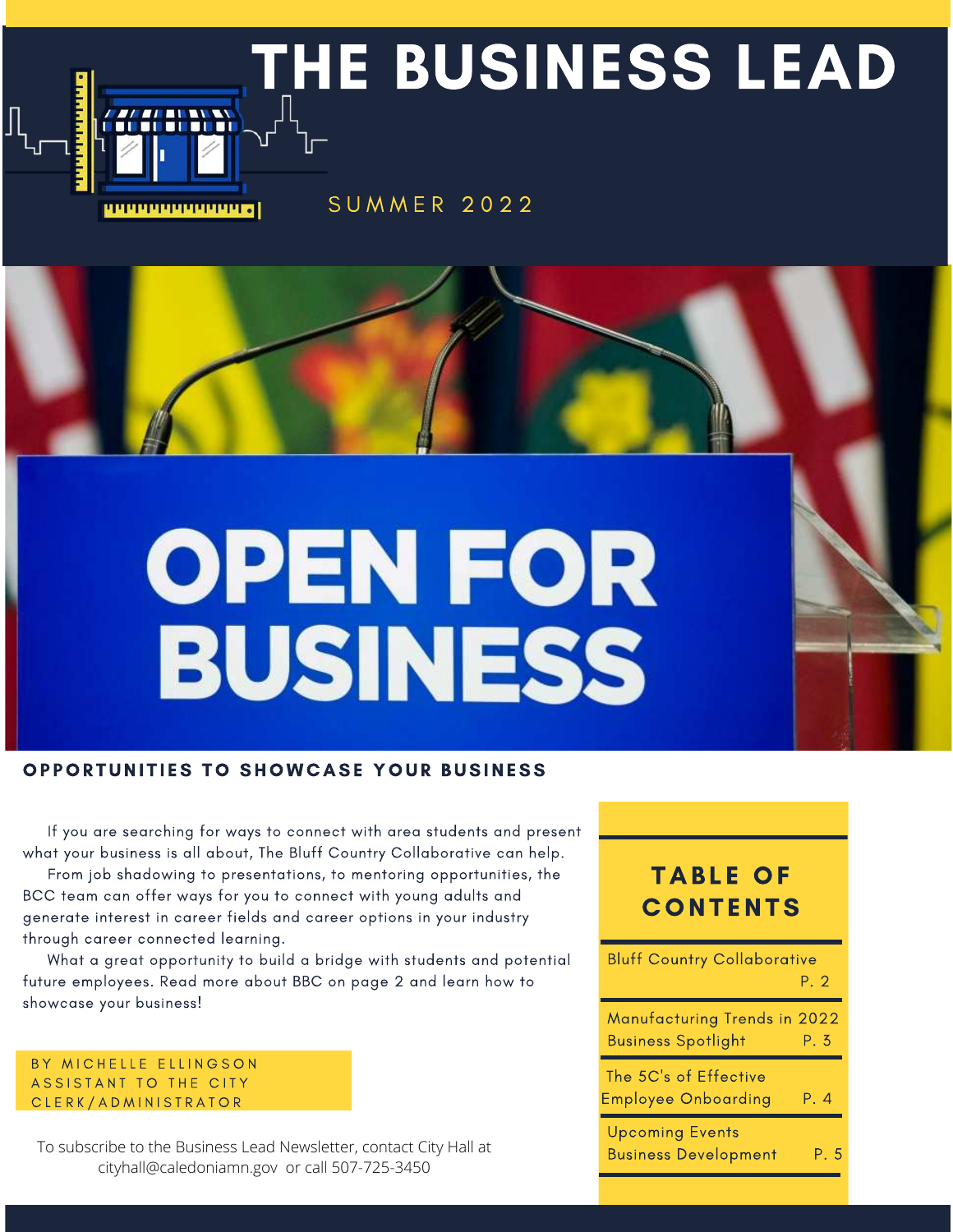# THE BUSINESS LEAD

SUMMER 2022

OPEN FOR BUSINESS

## OPPORTUNITIES TO SHOWCASE YOUR BUSINESS

If you are searching for ways to connect with area students and present what your business is all about, The Bluff Country Collaborative can help.

From job shadowing to presentations, to mentoring opportunities, the BCC team can offer ways for you to connect with young adults and generate interest in career fields and career options in your industry through career connected learning.

What a great opportunity to build a bridge with students and potential future employees. Read more about BBC on page 2 and learn how to showcase your business!

BY MICHELLE ELLINGSON
ASSISTANT TO THE CITY CLERK/ADMINISTRATOR

To subscribe to the Business Lead Newsletter, contact City Hall at cityhall@caledoniamn.gov or call 507-725-3450

## TABLE OF CONTENTS

| Section | Page |
| --- | --- |
| Bluff Country Collaborative | P. 2 |
| Manufacturing Trends in 2022<br>Business Spotlight | P. 3 |
| The 5C's of Effective Employee Onboarding | P. 4 |
| Upcoming Events<br>Business Development | P. 5 |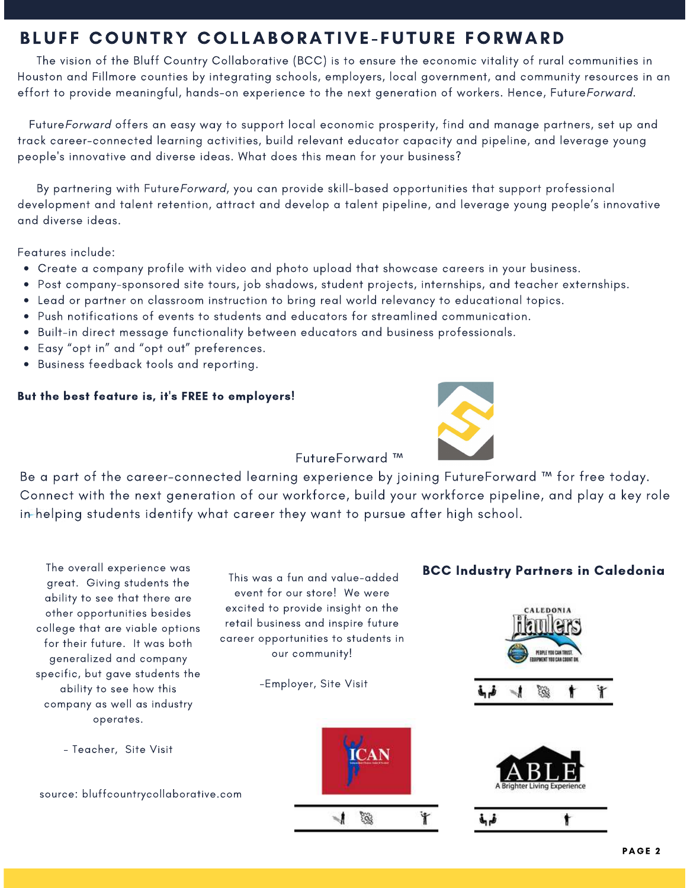# BLUFF COUNTRY COLLABORATIVE-FUTURE FORWARD

The vision of the Bluff Country Collaborative (BCC) is to ensure the economic vitality of rural communities in Houston and Fillmore counties by integrating schools, employers, local government, and community resources in an effort to provide meaningful, hands-on experience to the next generation of workers. Hence, Future*Forward*.

Future*Forward* offers an easy way to support local economic prosperity, find and manage partners, set up and track career-connected learning activities, build relevant educator capacity and pipeline, and leverage young people's innovative and diverse ideas. What does this mean for your business?

By partnering with Future*Forward*, you can provide skill-based opportunities that support professional development and talent retention, attract and develop a talent pipeline, and leverage young people's innovative and diverse ideas.

Features include:

- Create a company profile with video and photo upload that showcase careers in your business.
- Post company-sponsored site tours, job shadows, student projects, internships, and teacher externships.
- Lead or partner on classroom instruction to bring real world relevancy to educational topics.
- Push notifications of events to students and educators for streamlined communication.
- Built-in direct message functionality between educators and business professionals.
- Easy "opt in" and "opt out" preferences.
- Business feedback tools and reporting.

**But the best feature is, it's FREE to employers!**

FutureForward ™

Be a part of the career-connected learning experience by joining FutureForward ™ for free today. Connect with the next generation of our workforce, build your workforce pipeline, and play a key role in helping students identify what career they want to pursue after high school.

The overall experience was great. Giving students the ability to see that there are other opportunities besides college that are viable options for their future. It was both generalized and company specific, but gave students the ability to see how this company as well as industry operates.

- Teacher, Site Visit

This was a fun and value-added event for our store! We were excited to provide insight on the retail business and inspire future career opportunities to students in our community!

-Employer, Site Visit

source: bluffcountrycollaborative.com

**BCC Industry Partners in Caledonia**

CALEDONIA Haulers — PEOPLE YOU CAN TRUST. EQUIPMENT YOU CAN COUNT ON.

ICAN

ABLE — A Brighter Living Experience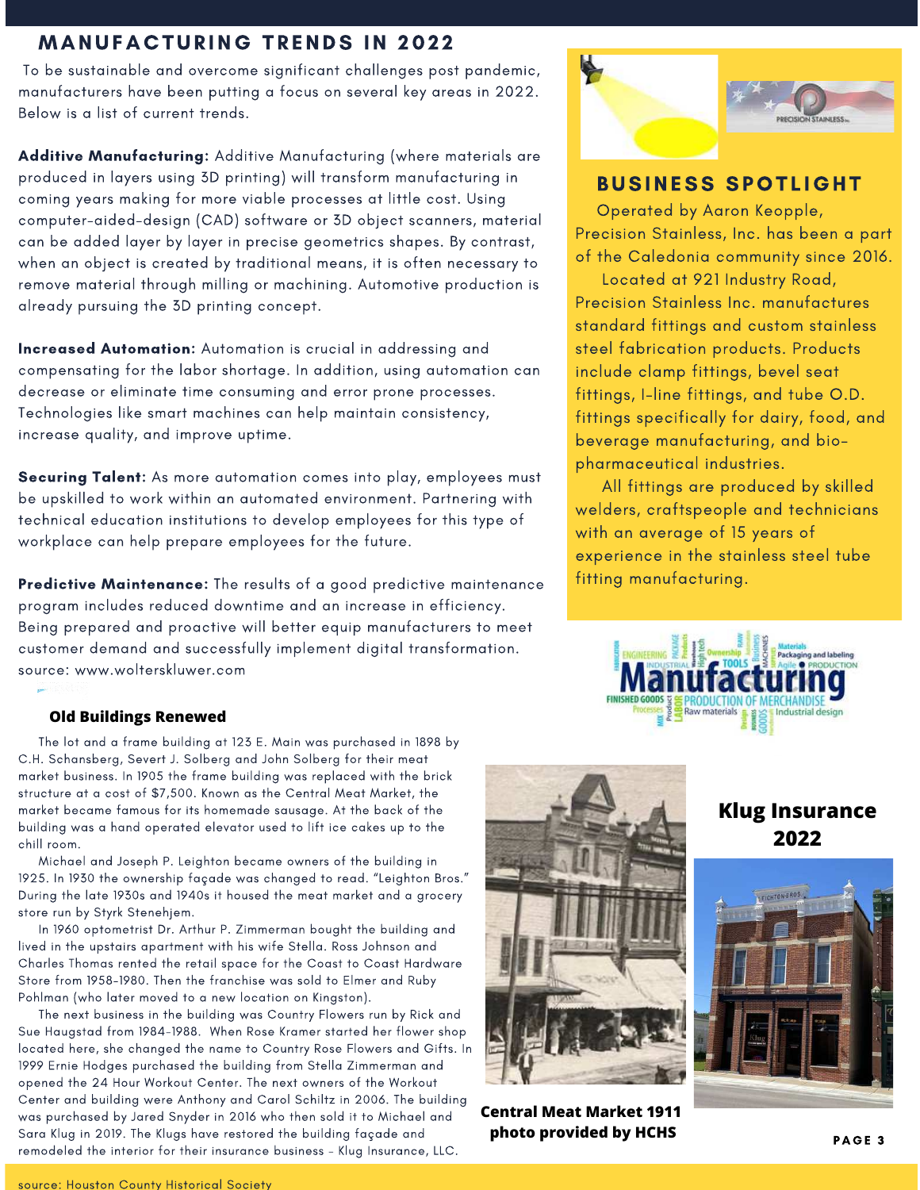## MANUFACTURING TRENDS IN 2022

To be sustainable and overcome significant challenges post pandemic, manufacturers have been putting a focus on several key areas in 2022. Below is a list of current trends.

**Additive Manufacturing:** Additive Manufacturing (where materials are produced in layers using 3D printing) will transform manufacturing in coming years making for more viable processes at little cost. Using computer-aided-design (CAD) software or 3D object scanners, material can be added layer by layer in precise geometrics shapes. By contrast, when an object is created by traditional means, it is often necessary to remove material through milling or machining. Automotive production is already pursuing the 3D printing concept.

**Increased Automation:** Automation is crucial in addressing and compensating for the labor shortage. In addition, using automation can decrease or eliminate time consuming and error prone processes. Technologies like smart machines can help maintain consistency, increase quality, and improve uptime.

**Securing Talent:** As more automation comes into play, employees must be upskilled to work within an automated environment. Partnering with technical education institutions to develop employees for this type of workplace can help prepare employees for the future.

**Predictive Maintenance:** The results of a good predictive maintenance program includes reduced downtime and an increase in efficiency. Being prepared and proactive will better equip manufacturers to meet customer demand and successfully implement digital transformation.
source: www.wolterskluwer.com

## BUSINESS SPOTLIGHT

Operated by Aaron Keopple, Precision Stainless, Inc. has been a part of the Caledonia community since 2016.

Located at 921 Industry Road, Precision Stainless Inc. manufactures standard fittings and custom stainless steel fabrication products. Products include clamp fittings, bevel seat fittings, I-line fittings, and tube O.D. fittings specifically for dairy, food, and beverage manufacturing, and bio-pharmaceutical industries.

All fittings are produced by skilled welders, craftspeople and technicians with an average of 15 years of experience in the stainless steel tube fitting manufacturing.

### Old Buildings Renewed

The lot and a frame building at 123 E. Main was purchased in 1898 by C.H. Schansberg, Severt J. Solberg and John Solberg for their meat market business. In 1905 the frame building was replaced with the brick structure at a cost of $7,500. Known as the Central Meat Market, the market became famous for its homemade sausage. At the back of the building was a hand operated elevator used to lift ice cakes up to the chill room.

Michael and Joseph P. Leighton became owners of the building in 1925. In 1930 the ownership façade was changed to read. "Leighton Bros." During the late 1930s and 1940s it housed the meat market and a grocery store run by Styrk Stenehjem.

In 1960 optometrist Dr. Arthur P. Zimmerman bought the building and lived in the upstairs apartment with his wife Stella. Ross Johnson and Charles Thomas rented the retail space for the Coast to Coast Hardware Store from 1958-1980. Then the franchise was sold to Elmer and Ruby Pohlman (who later moved to a new location on Kingston).

The next business in the building was Country Flowers run by Rick and Sue Haugstad from 1984-1988. When Rose Kramer started her flower shop located here, she changed the name to Country Rose Flowers and Gifts. In 1999 Ernie Hodges purchased the building from Stella Zimmerman and opened the 24 Hour Workout Center. The next owners of the Workout Center and building were Anthony and Carol Schiltz in 2006. The building was purchased by Jared Snyder in 2016 who then sold it to Michael and Sara Klug in 2019. The Klugs have restored the building façade and remodeled the interior for their insurance business - Klug Insurance, LLC.

**Central Meat Market 1911 photo provided by HCHS**

**Klug Insurance 2022**

source: Houston County Historical Society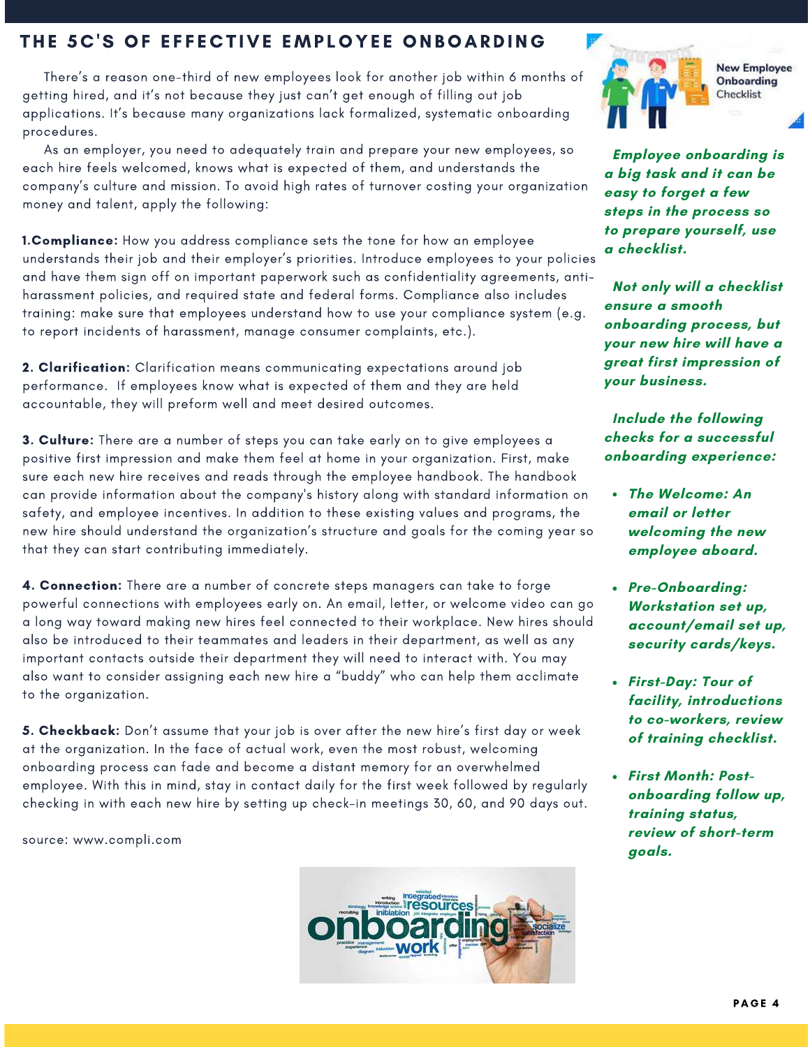# THE 5C'S OF EFFECTIVE EMPLOYEE ONBOARDING

There's a reason one-third of new employees look for another job within 6 months of getting hired, and it's not because they just can't get enough of filling out job applications. It's because many organizations lack formalized, systematic onboarding procedures.

As an employer, you need to adequately train and prepare your new employees, so each hire feels welcomed, knows what is expected of them, and understands the company's culture and mission. To avoid high rates of turnover costing your organization money and talent, apply the following:

**1.Compliance:** How you address compliance sets the tone for how an employee understands their job and their employer's priorities. Introduce employees to your policies and have them sign off on important paperwork such as confidentiality agreements, anti-harassment policies, and required state and federal forms. Compliance also includes training: make sure that employees understand how to use your compliance system (e.g. to report incidents of harassment, manage consumer complaints, etc.).

**2. Clarification:** Clarification means communicating expectations around job performance. If employees know what is expected of them and they are held accountable, they will preform well and meet desired outcomes.

**3. Culture:** There are a number of steps you can take early on to give employees a positive first impression and make them feel at home in your organization. First, make sure each new hire receives and reads through the employee handbook. The handbook can provide information about the company's history along with standard information on safety, and employee incentives. In addition to these existing values and programs, the new hire should understand the organization's structure and goals for the coming year so that they can start contributing immediately.

**4. Connection:** There are a number of concrete steps managers can take to forge powerful connections with employees early on. An email, letter, or welcome video can go a long way toward making new hires feel connected to their workplace. New hires should also be introduced to their teammates and leaders in their department, as well as any important contacts outside their department they will need to interact with. You may also want to consider assigning each new hire a "buddy" who can help them acclimate to the organization.

**5. Checkback:** Don't assume that your job is over after the new hire's first day or week at the organization. In the face of actual work, even the most robust, welcoming onboarding process can fade and become a distant memory for an overwhelmed employee. With this in mind, stay in contact daily for the first week followed by regularly checking in with each new hire by setting up check-in meetings 30, 60, and 90 days out.

source: www.compli.com

New Employee Onboarding Checklist

***Employee onboarding is a big task and it can be easy to forget a few steps in the process so to prepare yourself, use a checklist.***

***Not only will a checklist ensure a smooth onboarding process, but your new hire will have a great first impression of your business.***

***Include the following checks for a successful onboarding experience:***

- ***The Welcome: An email or letter welcoming the new employee aboard.***
- ***Pre-Onboarding: Workstation set up, account/email set up, security cards/keys.***
- ***First-Day: Tour of facility, introductions to co-workers, review of training checklist.***
- ***First Month: Post-onboarding follow up, training status, review of short-term goals.***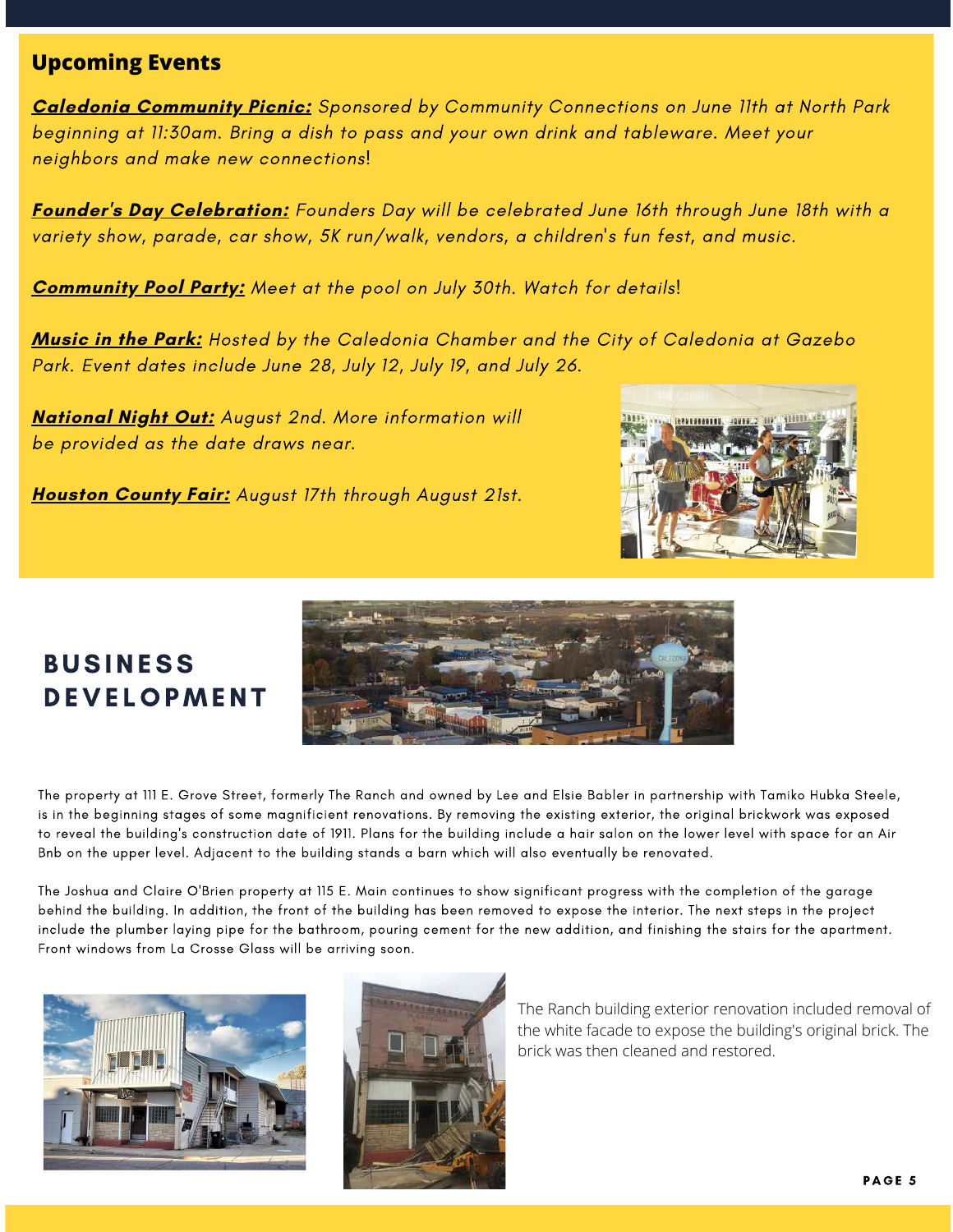## Upcoming Events

***Caledonia Community Picnic:*** *Sponsored by Community Connections on June 11th at North Park beginning at 11:30am. Bring a dish to pass and your own drink and tableware. Meet your neighbors and make new connections*!

***Founder's Day Celebration:*** *Founders Day will be celebrated June 16th through June 18th with a variety show, parade, car show, 5K run/walk, vendors, a children's fun fest, and music.*

***Community Pool Party:*** *Meet at the pool on July 30th. Watch for details*!

***Music in the Park:*** *Hosted by the Caledonia Chamber and the City of Caledonia at Gazebo Park. Event dates include June 28, July 12, July 19, and July 26.*

***National Night Out:*** *August 2nd. More information will be provided as the date draws near.*

***Houston County Fair:*** *August 17th through August 21st.*

## BUSINESS DEVELOPMENT

The property at 111 E. Grove Street, formerly The Ranch and owned by Lee and Elsie Babler in partnership with Tamiko Hubka Steele, is in the beginning stages of some magnificient renovations. By removing the existing exterior, the original brickwork was exposed to reveal the building's construction date of 1911. Plans for the building include a hair salon on the lower level with space for an Air Bnb on the upper level. Adjacent to the building stands a barn which will also eventually be renovated.

The Joshua and Claire O'Brien property at 115 E. Main continues to show significant progress with the completion of the garage behind the building. In addition, the front of the building has been removed to expose the interior. The next steps in the project include the plumber laying pipe for the bathroom, pouring cement for the new addition, and finishing the stairs for the apartment. Front windows from La Crosse Glass will be arriving soon.

The Ranch building exterior renovation included removal of the white facade to expose the building's original brick. The brick was then cleaned and restored.